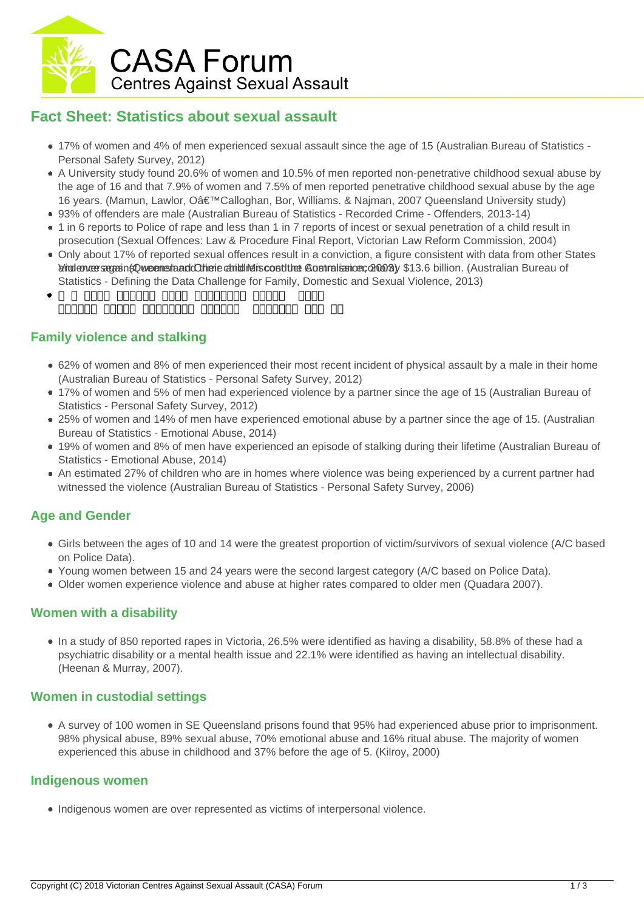CASA Forum
Centres Against Sexual Assault

# Fact Sheet: Statistics about sexual assault

- 17% of women and 4% of men experienced sexual assault since the age of 15 (Australian Bureau of Statistics - Personal Safety Survey, 2012)
- A University study found 20.6% of women and 10.5% of men reported non-penetrative childhood sexual abuse by the age of 16 and that 7.9% of women and 7.5% of men reported penetrative childhood sexual abuse by the age 16 years. (Mamun, Lawlor, Oâ€™Calloghan, Bor, Williams. & Najman, 2007 Queensland University study)
- 93% of offenders are male (Australian Bureau of Statistics - Recorded Crime - Offenders, 2013-14)
- 1 in 6 reports to Police of rape and less than 1 in 7 reports of incest or sexual penetration of a child result in prosecution (Sexual Offences: Law & Procedure Final Report, Victorian Law Reform Commission, 2004)
- Only about 17% of reported sexual offences result in a conviction, a figure consistent with data from other States and overseas (Queensland Crime and Misconduct Commission, 2003) Violence against women and their children cost the Australian economy $13.6 billion. (Australian Bureau of Statistics - Defining the Data Challenge for Family, Domestic and Sexual Violence, 2013)
- 

## Family violence and stalking

- 62% of women and 8% of men experienced their most recent incident of physical assault by a male in their home (Australian Bureau of Statistics - Personal Safety Survey, 2012)
- 17% of women and 5% of men had experienced violence by a partner since the age of 15 (Australian Bureau of Statistics - Personal Safety Survey, 2012)
- 25% of women and 14% of men have experienced emotional abuse by a partner since the age of 15. (Australian Bureau of Statistics - Emotional Abuse, 2014)
- 19% of women and 8% of men have experienced an episode of stalking during their lifetime (Australian Bureau of Statistics - Emotional Abuse, 2014)
- An estimated 27% of children who are in homes where violence was being experienced by a current partner had witnessed the violence (Australian Bureau of Statistics - Personal Safety Survey, 2006)

## Age and Gender

- Girls between the ages of 10 and 14 were the greatest proportion of victim/survivors of sexual violence (A/C based on Police Data).
- Young women between 15 and 24 years were the second largest category (A/C based on Police Data).
- Older women experience violence and abuse at higher rates compared to older men (Quadara 2007).

## Women with a disability

- In a study of 850 reported rapes in Victoria, 26.5% were identified as having a disability, 58.8% of these had a psychiatric disability or a mental health issue and 22.1% were identified as having an intellectual disability. (Heenan & Murray, 2007).

## Women in custodial settings

- A survey of 100 women in SE Queensland prisons found that 95% had experienced abuse prior to imprisonment. 98% physical abuse, 89% sexual abuse, 70% emotional abuse and 16% ritual abuse. The majority of women experienced this abuse in childhood and 37% before the age of 5. (Kilroy, 2000)

## Indigenous women

- Indigenous women are over represented as victims of interpersonal violence.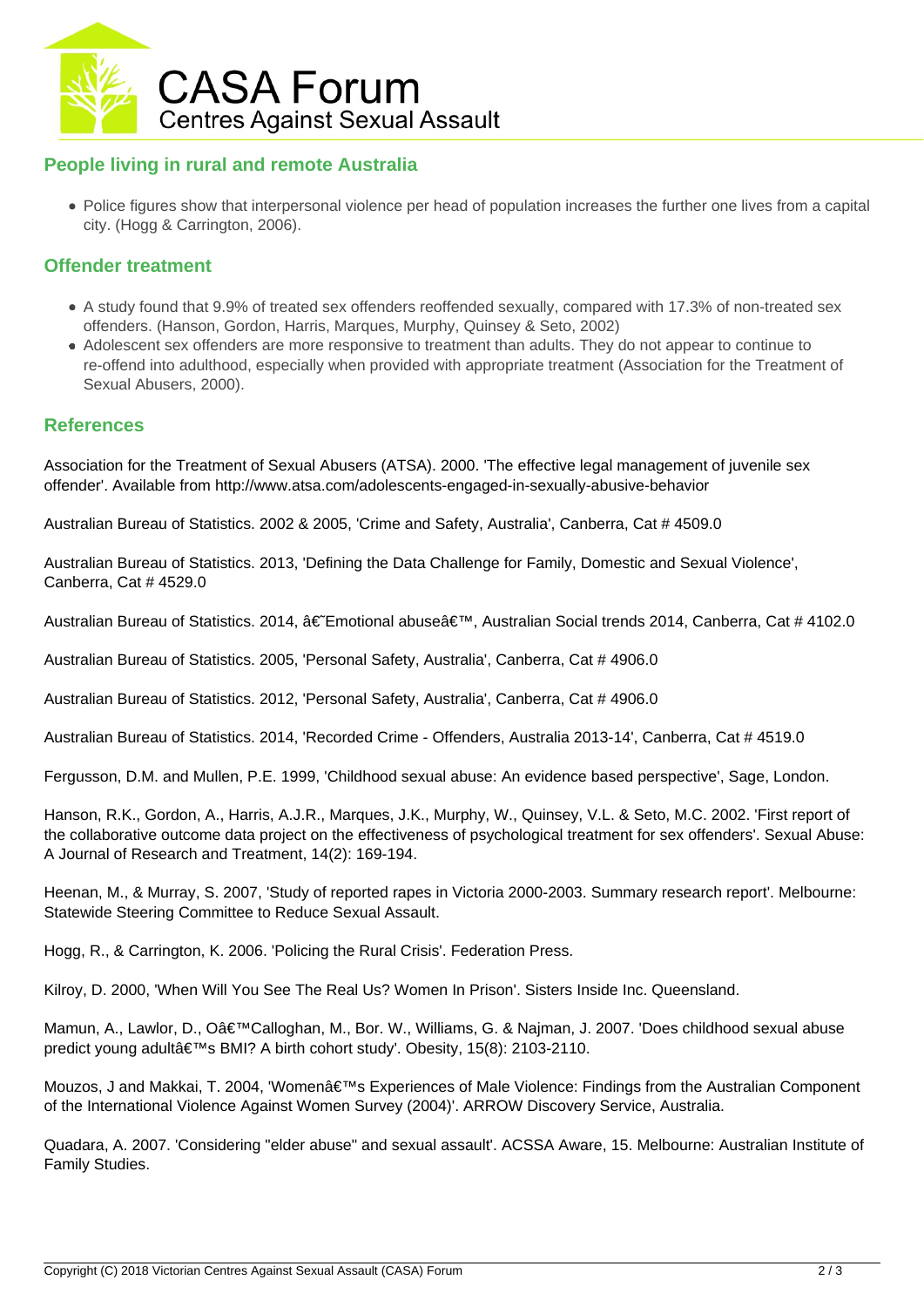## People living in rural and remote Australia

- Police figures show that interpersonal violence per head of population increases the further one lives from a capital city. (Hogg & Carrington, 2006).

## Offender treatment

- A study found that 9.9% of treated sex offenders reoffended sexually, compared with 17.3% of non-treated sex offenders. (Hanson, Gordon, Harris, Marques, Murphy, Quinsey & Seto, 2002)
- Adolescent sex offenders are more responsive to treatment than adults. They do not appear to continue to re-offend into adulthood, especially when provided with appropriate treatment (Association for the Treatment of Sexual Abusers, 2000).

## References

Association for the Treatment of Sexual Abusers (ATSA). 2000. 'The effective legal management of juvenile sex offender'. Available from http://www.atsa.com/adolescents-engaged-in-sexually-abusive-behavior

Australian Bureau of Statistics. 2002 & 2005, 'Crime and Safety, Australia', Canberra, Cat # 4509.0

Australian Bureau of Statistics. 2013, 'Defining the Data Challenge for Family, Domestic and Sexual Violence', Canberra, Cat # 4529.0

Australian Bureau of Statistics. 2014, â€˜Emotional abuseâ€™, Australian Social trends 2014, Canberra, Cat # 4102.0

Australian Bureau of Statistics. 2005, 'Personal Safety, Australia', Canberra, Cat # 4906.0

Australian Bureau of Statistics. 2012, 'Personal Safety, Australia', Canberra, Cat # 4906.0

Australian Bureau of Statistics. 2014, 'Recorded Crime - Offenders, Australia 2013-14', Canberra, Cat # 4519.0

Fergusson, D.M. and Mullen, P.E. 1999, 'Childhood sexual abuse: An evidence based perspective', Sage, London.

Hanson, R.K., Gordon, A., Harris, A.J.R., Marques, J.K., Murphy, W., Quinsey, V.L. & Seto, M.C. 2002. 'First report of the collaborative outcome data project on the effectiveness of psychological treatment for sex offenders'. Sexual Abuse: A Journal of Research and Treatment, 14(2): 169-194.

Heenan, M., & Murray, S. 2007, 'Study of reported rapes in Victoria 2000-2003. Summary research report'. Melbourne: Statewide Steering Committee to Reduce Sexual Assault.

Hogg, R., & Carrington, K. 2006. 'Policing the Rural Crisis'. Federation Press.

Kilroy, D. 2000, 'When Will You See The Real Us? Women In Prison'. Sisters Inside Inc. Queensland.

Mamun, A., Lawlor, D., Oâ€™Callaghan, M., Bor. W., Williams, G. & Najman, J. 2007. 'Does childhood sexual abuse predict young adultâ€™s BMI? A birth cohort study'. Obesity, 15(8): 2103-2110.

Mouzos, J and Makkai, T. 2004, 'Womenâ€™s Experiences of Male Violence: Findings from the Australian Component of the International Violence Against Women Survey (2004)'. ARROW Discovery Service, Australia.

Quadara, A. 2007. 'Considering "elder abuse" and sexual assault'. ACSSA Aware, 15. Melbourne: Australian Institute of Family Studies.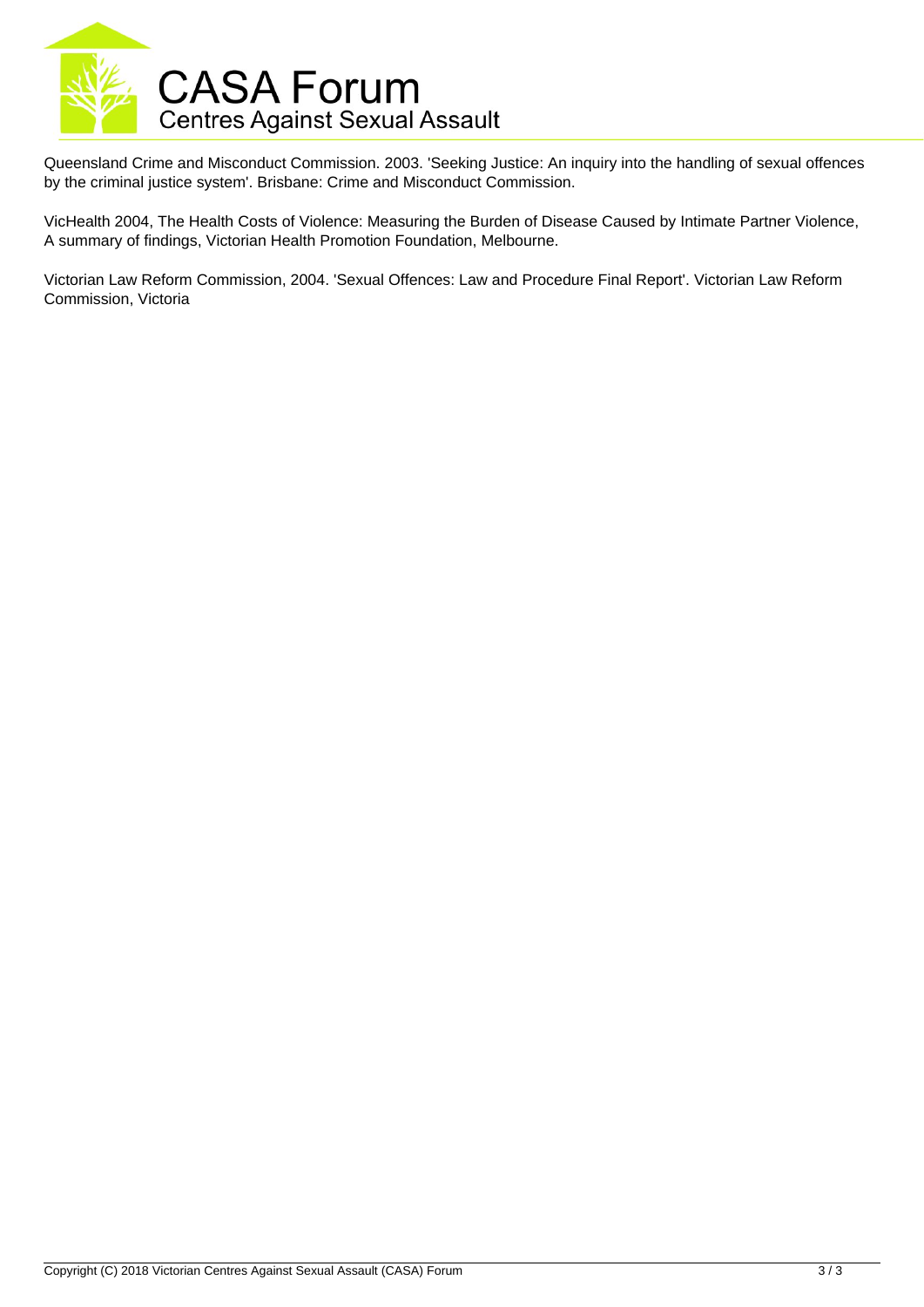Queensland Crime and Misconduct Commission. 2003. 'Seeking Justice: An inquiry into the handling of sexual offences by the criminal justice system'. Brisbane: Crime and Misconduct Commission.

VicHealth 2004, The Health Costs of Violence: Measuring the Burden of Disease Caused by Intimate Partner Violence, A summary of findings, Victorian Health Promotion Foundation, Melbourne.

Victorian Law Reform Commission, 2004. 'Sexual Offences: Law and Procedure Final Report'. Victorian Law Reform Commission, Victoria